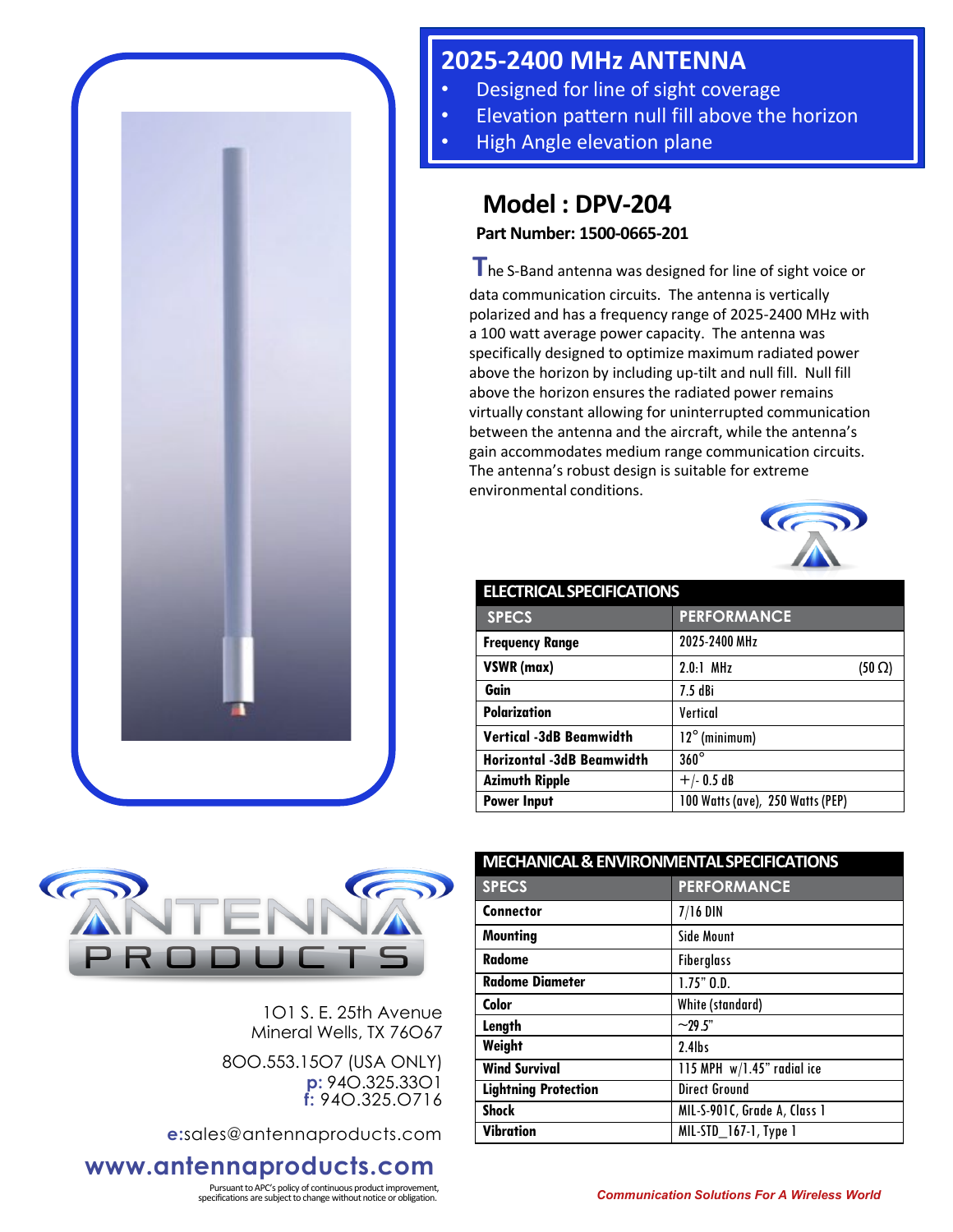# 2025-2400 MHz ANTENNA

- Designed for line of sight coverage
- Elevation pattern null fill above the horizon
- High Angle elevation plane

## Model : DPV-204

**Part Number: 1500-0665-201**

The S-Band antenna was designed for line of sight voice or data communication circuits. The antenna is vertically polarized and has a frequency range of 2025-2400 MHz with a 100 watt average power capacity. The antenna was specifically designed to optimize maximum radiated power above the horizon by including up-tilt and null fill. Null fill above the horizon ensures the radiated power remains virtually constant allowing for uninterrupted communication between the antenna and the aircraft, while the antenna's gain accommodates medium range communication circuits. The antenna's robust design is suitable for extreme environmental conditions.

### ELECTRICAL SPECIFICATIONS

| SPECS | PERFORMANCE |
|---|---|
| **Frequency Range** | 2025-2400 MHz |
| **VSWR (max)** | 2.0:1 MHz (50 Ω) |
| **Gain** | 7.5 dBi |
| **Polarization** | Vertical |
| **Vertical -3dB Beamwidth** | 12° (minimum) |
| **Horizontal -3dB Beamwidth** | 360° |
| **Azimuth Ripple** | +/- 0.5 dB |
| **Power Input** | 100 Watts (ave), 250 Watts (PEP) |

### MECHANICAL & ENVIRONMENTAL SPECIFICATIONS

| SPECS | PERFORMANCE |
|---|---|
| **Connector** | 7/16 DIN |
| **Mounting** | Side Mount |
| **Radome** | Fiberglass |
| **Radome Diameter** | 1.75" O.D. |
| **Color** | White (standard) |
| **Length** | ~29.5" |
| **Weight** | 2.4lbs |
| **Wind Survival** | 115 MPH w/1.45" radial ice |
| **Lightning Protection** | Direct Ground |
| **Shock** | MIL-S-901C, Grade A, Class 1 |
| **Vibration** | MIL-STD_167-1, Type 1 |

ANTENNA PRODUCTS

101 S. E. 25th Avenue
Mineral Wells, TX 76067

800.553.1507 (USA ONLY)
p: 940.325.3301
f: 940.325.0716

e:sales@antennaproducts.com

**www.antennaproducts.com**

Pursuant to APC's policy of continuous product improvement, specifications are subject to change without notice or obligation.

*Communication Solutions For A Wireless World*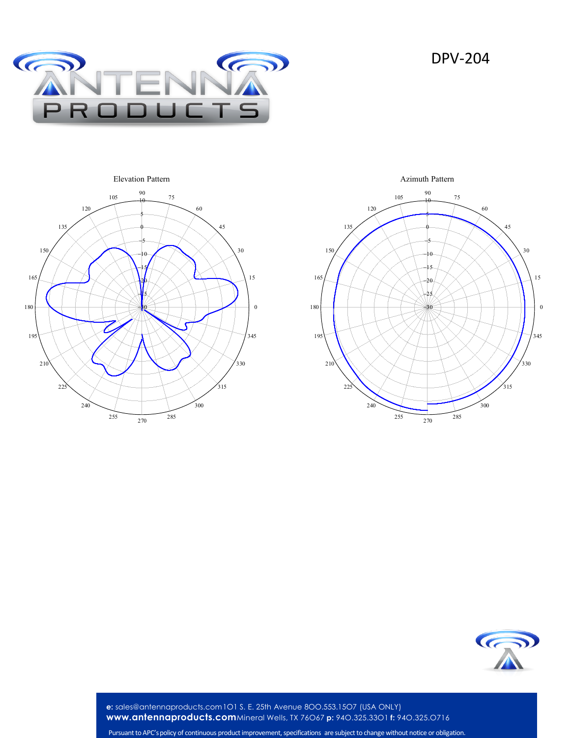DPV-204

Elevation Pattern

90
105
75
120
60
135
45
150
30
165
15
180
0
195
345
210
330
225
315
240
300
255
285
270

10
5
0
-5
-10
-15
-20
-25
-30

Azimuth Pattern

90
105
75
120
60
135
45
150
30
165
15
180
0
195
345
210
330
225
315
240
300
255
285
270

10
5
0
-5
-10
-15
-20
-25
-30

**e:** sales@antennaproducts.com 101 S. E. 25th Avenue 800.553.1507 (USA ONLY)
**www.antennaproducts.com** Mineral Wells, TX 76067 **p:** 940.325.3301 **f:** 940.325.0716

Pursuant to APC's policy of continuous product improvement, specifications are subject to change without notice or obligation.